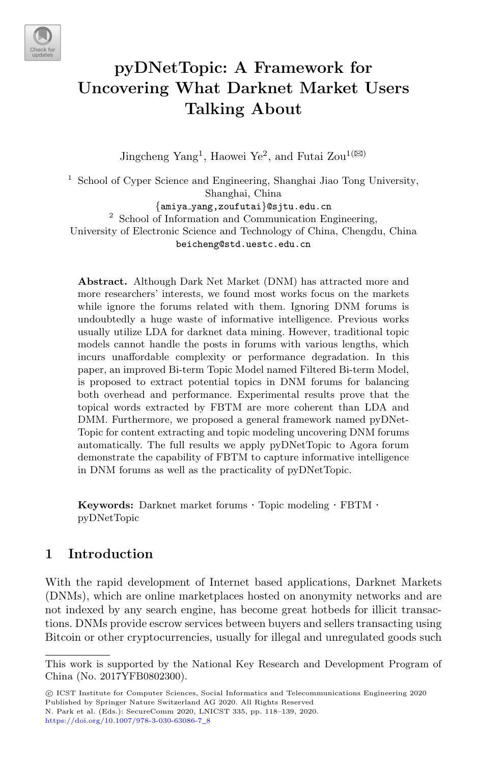# pyDNetTopic: A Framework for Uncovering What Darknet Market Users Talking About

Jingcheng Yang[1], Haowei Ye[2], and Futai Zou[1](✉)

[1] School of Cyper Science and Engineering, Shanghai Jiao Tong University, Shanghai, China
{amiya_yang,zoufutai}@sjtu.edu.cn

[2] School of Information and Communication Engineering, University of Electronic Science and Technology of China, Chengdu, China
beicheng@std.uestc.edu.cn

**Abstract.** Although Dark Net Market (DNM) has attracted more and more researchers' interests, we found most works focus on the markets while ignore the forums related with them. Ignoring DNM forums is undoubtedly a huge waste of informative intelligence. Previous works usually utilize LDA for darknet data mining. However, traditional topic models cannot handle the posts in forums with various lengths, which incurs unaffordable complexity or performance degradation. In this paper, an improved Bi-term Topic Model named Filtered Bi-term Model, is proposed to extract potential topics in DNM forums for balancing both overhead and performance. Experimental results prove that the topical words extracted by FBTM are more coherent than LDA and DMM. Furthermore, we proposed a general framework named pyDNetTopic for content extracting and topic modeling uncovering DNM forums automatically. The full results we apply pyDNetTopic to Agora forum demonstrate the capability of FBTM to capture informative intelligence in DNM forums as well as the practicality of pyDNetTopic.

**Keywords:** Darknet market forums · Topic modeling · FBTM · pyDNetTopic

## 1 Introduction

With the rapid development of Internet based applications, Darknet Markets (DNMs), which are online marketplaces hosted on anonymity networks and are not indexed by any search engine, has become great hotbeds for illicit transactions. DNMs provide escrow services between buyers and sellers transacting using Bitcoin or other cryptocurrencies, usually for illegal and unregulated goods such

This work is supported by the National Key Research and Development Program of China (No. 2017YFB0802300).

© ICST Institute for Computer Sciences, Social Informatics and Telecommunications Engineering 2020
Published by Springer Nature Switzerland AG 2020. All Rights Reserved
N. Park et al. (Eds.): SecureComm 2020, LNICST 335, pp. 118–139, 2020.
https://doi.org/10.1007/978-3-030-63086-7_8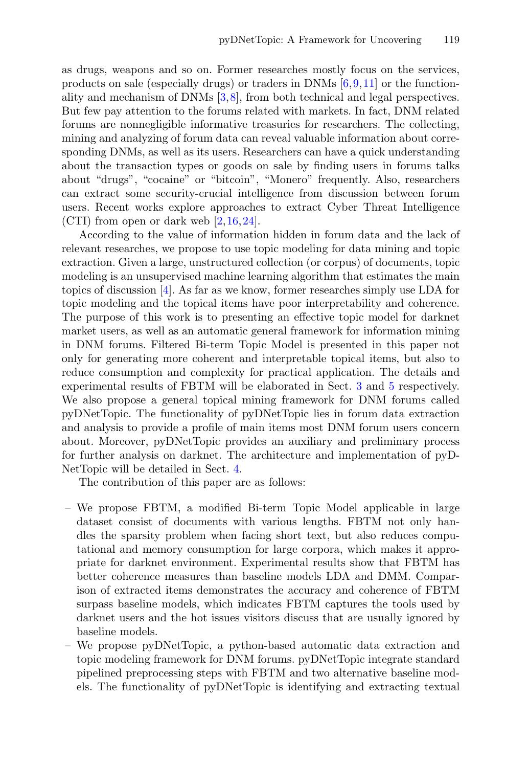as drugs, weapons and so on. Former researches mostly focus on the services, products on sale (especially drugs) or traders in DNMs [6,9,11] or the functionality and mechanism of DNMs [3,8], from both technical and legal perspectives. But few pay attention to the forums related with markets. In fact, DNM related forums are nonnegligible informative treasuries for researchers. The collecting, mining and analyzing of forum data can reveal valuable information about corresponding DNMs, as well as its users. Researchers can have a quick understanding about the transaction types or goods on sale by finding users in forums talks about "drugs", "cocaine" or "bitcoin", "Monero" frequently. Also, researchers can extract some security-crucial intelligence from discussion between forum users. Recent works explore approaches to extract Cyber Threat Intelligence (CTI) from open or dark web [2,16,24].

According to the value of information hidden in forum data and the lack of relevant researches, we propose to use topic modeling for data mining and topic extraction. Given a large, unstructured collection (or corpus) of documents, topic modeling is an unsupervised machine learning algorithm that estimates the main topics of discussion [4]. As far as we know, former researches simply use LDA for topic modeling and the topical items have poor interpretability and coherence. The purpose of this work is to presenting an effective topic model for darknet market users, as well as an automatic general framework for information mining in DNM forums. Filtered Bi-term Topic Model is presented in this paper not only for generating more coherent and interpretable topical items, but also to reduce consumption and complexity for practical application. The details and experimental results of FBTM will be elaborated in Sect. 3 and 5 respectively. We also propose a general topical mining framework for DNM forums called pyDNetTopic. The functionality of pyDNetTopic lies in forum data extraction and analysis to provide a profile of main items most DNM forum users concern about. Moreover, pyDNetTopic provides an auxiliary and preliminary process for further analysis on darknet. The architecture and implementation of pyDNetTopic will be detailed in Sect. 4.

The contribution of this paper are as follows:

- We propose FBTM, a modified Bi-term Topic Model applicable in large dataset consist of documents with various lengths. FBTM not only handles the sparsity problem when facing short text, but also reduces computational and memory consumption for large corpora, which makes it appropriate for darknet environment. Experimental results show that FBTM has better coherence measures than baseline models LDA and DMM. Comparison of extracted items demonstrates the accuracy and coherence of FBTM surpass baseline models, which indicates FBTM captures the tools used by darknet users and the hot issues visitors discuss that are usually ignored by baseline models.
- We propose pyDNetTopic, a python-based automatic data extraction and topic modeling framework for DNM forums. pyDNetTopic integrate standard pipelined preprocessing steps with FBTM and two alternative baseline models. The functionality of pyDNetTopic is identifying and extracting textual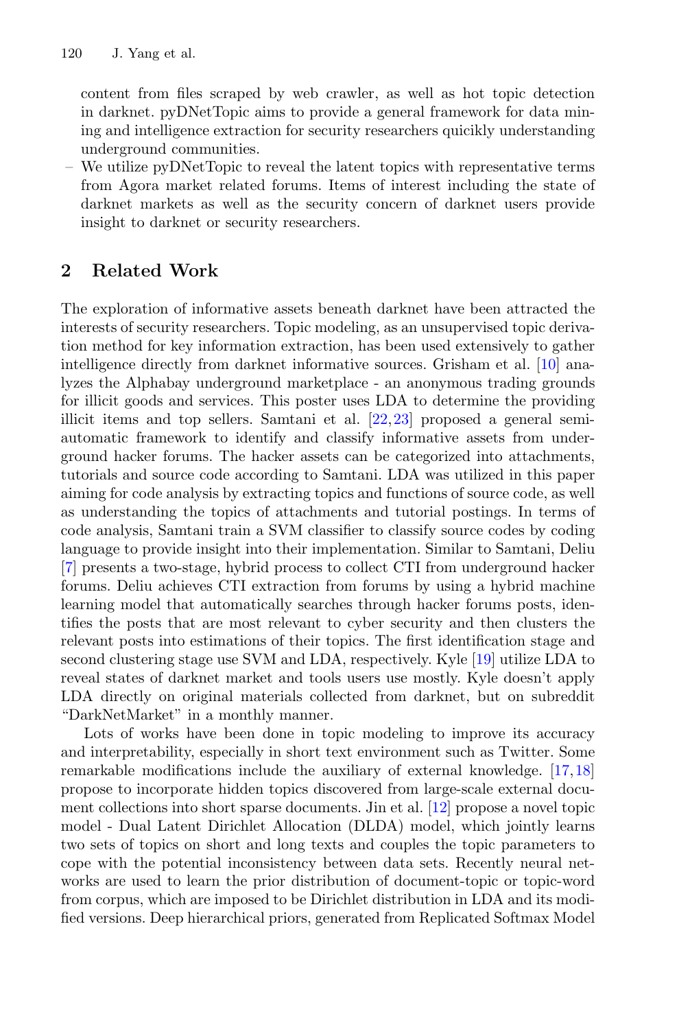content from files scraped by web crawler, as well as hot topic detection in darknet. pyDNetTopic aims to provide a general framework for data mining and intelligence extraction for security researchers quicikly understanding underground communities.
- We utilize pyDNetTopic to reveal the latent topics with representative terms from Agora market related forums. Items of interest including the state of darknet markets as well as the security concern of darknet users provide insight to darknet or security researchers.

## 2 Related Work

The exploration of informative assets beneath darknet have been attracted the interests of security researchers. Topic modeling, as an unsupervised topic derivation method for key information extraction, has been used extensively to gather intelligence directly from darknet informative sources. Grisham et al. [10] analyzes the Alphabay underground marketplace - an anonymous trading grounds for illicit goods and services. This poster uses LDA to determine the providing illicit items and top sellers. Samtani et al. [22,23] proposed a general semi-automatic framework to identify and classify informative assets from underground hacker forums. The hacker assets can be categorized into attachments, tutorials and source code according to Samtani. LDA was utilized in this paper aiming for code analysis by extracting topics and functions of source code, as well as understanding the topics of attachments and tutorial postings. In terms of code analysis, Samtani train a SVM classifier to classify source codes by coding language to provide insight into their implementation. Similar to Samtani, Deliu [7] presents a two-stage, hybrid process to collect CTI from underground hacker forums. Deliu achieves CTI extraction from forums by using a hybrid machine learning model that automatically searches through hacker forums posts, identifies the posts that are most relevant to cyber security and then clusters the relevant posts into estimations of their topics. The first identification stage and second clustering stage use SVM and LDA, respectively. Kyle [19] utilize LDA to reveal states of darknet market and tools users use mostly. Kyle doesn't apply LDA directly on original materials collected from darknet, but on subreddit "DarkNetMarket" in a monthly manner.

Lots of works have been done in topic modeling to improve its accuracy and interpretability, especially in short text environment such as Twitter. Some remarkable modifications include the auxiliary of external knowledge. [17,18] propose to incorporate hidden topics discovered from large-scale external document collections into short sparse documents. Jin et al. [12] propose a novel topic model - Dual Latent Dirichlet Allocation (DLDA) model, which jointly learns two sets of topics on short and long texts and couples the topic parameters to cope with the potential inconsistency between data sets. Recently neural networks are used to learn the prior distribution of document-topic or topic-word from corpus, which are imposed to be Dirichlet distribution in LDA and its modified versions. Deep hierarchical priors, generated from Replicated Softmax Model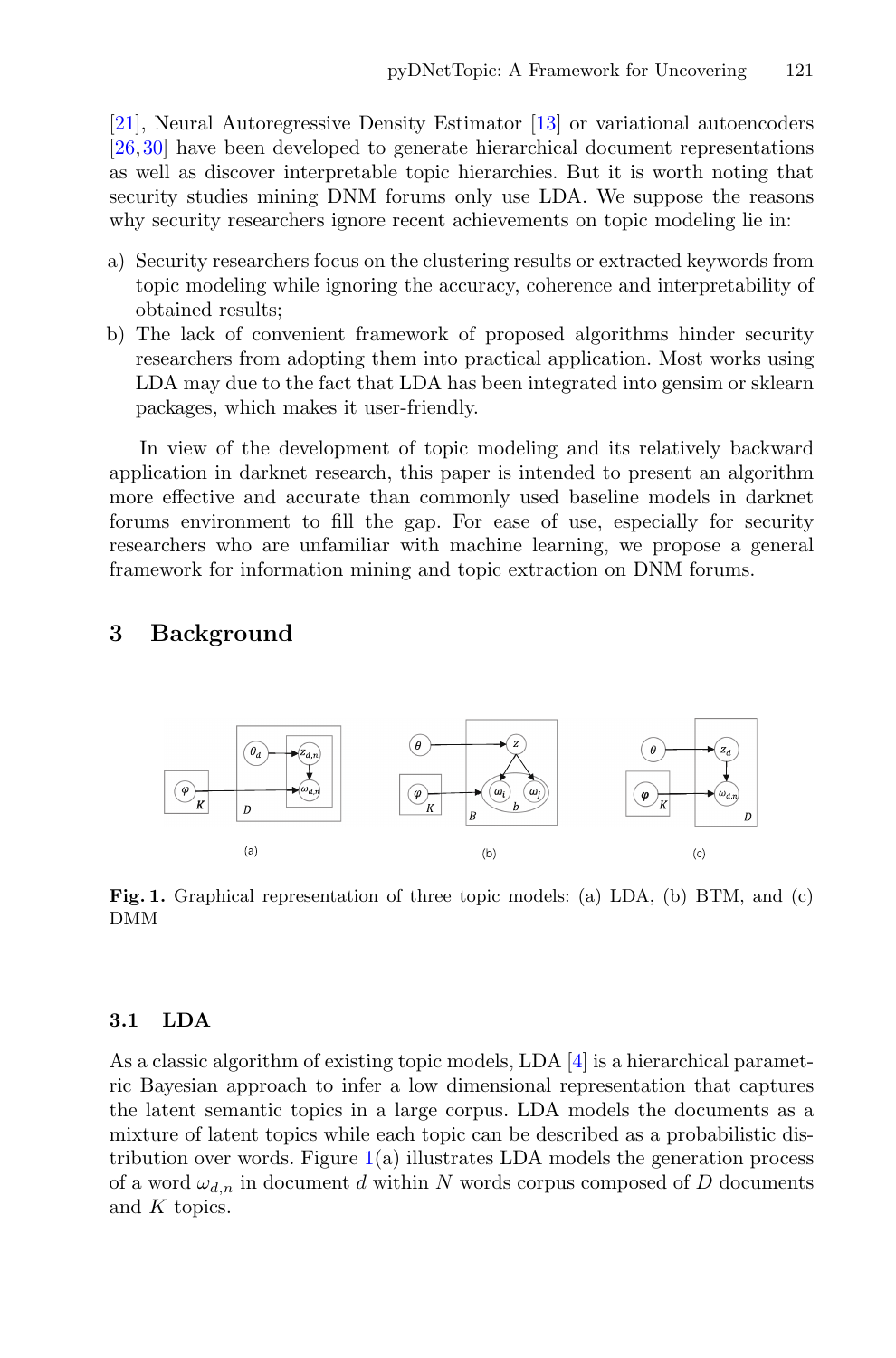[21], Neural Autoregressive Density Estimator [13] or variational autoencoders [26,30] have been developed to generate hierarchical document representations as well as discover interpretable topic hierarchies. But it is worth noting that security studies mining DNM forums only use LDA. We suppose the reasons why security researchers ignore recent achievements on topic modeling lie in:

a) Security researchers focus on the clustering results or extracted keywords from topic modeling while ignoring the accuracy, coherence and interpretability of obtained results;
b) The lack of convenient framework of proposed algorithms hinder security researchers from adopting them into practical application. Most works using LDA may due to the fact that LDA has been integrated into gensim or sklearn packages, which makes it user-friendly.

In view of the development of topic modeling and its relatively backward application in darknet research, this paper is intended to present an algorithm more effective and accurate than commonly used baseline models in darknet forums environment to fill the gap. For ease of use, especially for security researchers who are unfamiliar with machine learning, we propose a general framework for information mining and topic extraction on DNM forums.

## 3 Background

**Fig. 1.** Graphical representation of three topic models: (a) LDA, (b) BTM, and (c) DMM

### 3.1 LDA

As a classic algorithm of existing topic models, LDA [4] is a hierarchical parametric Bayesian approach to infer a low dimensional representation that captures the latent semantic topics in a large corpus. LDA models the documents as a mixture of latent topics while each topic can be described as a probabilistic distribution over words. Figure 1(a) illustrates LDA models the generation process of a word $\omega_{d,n}$ in document $d$ within $N$ words corpus composed of $D$ documents and $K$ topics.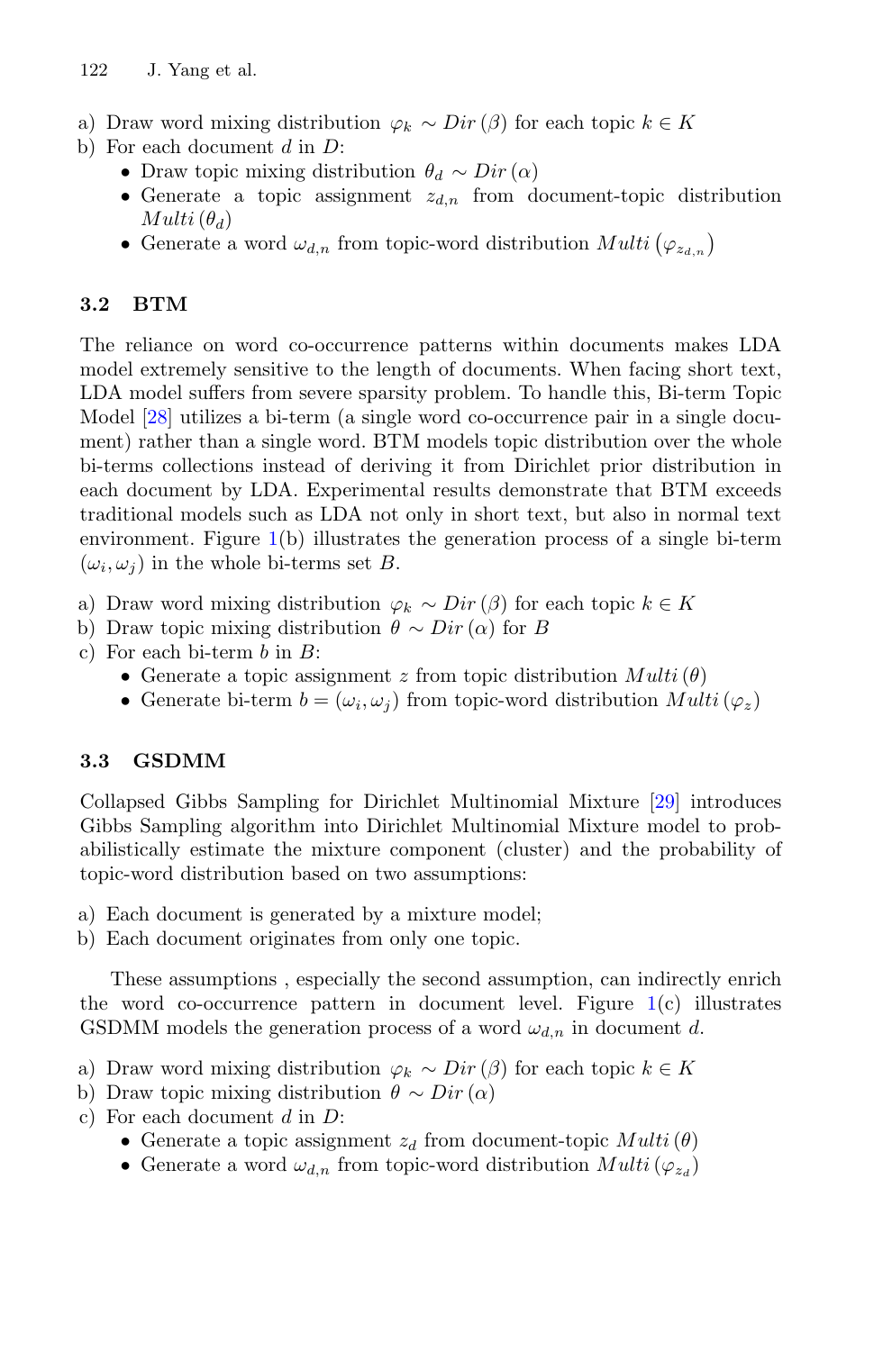a) Draw word mixing distribution $\varphi_k \sim Dir(\beta)$ for each topic $k \in K$
b) For each document $d$ in $D$:
   - Draw topic mixing distribution $\theta_d \sim Dir(\alpha)$
   - Generate a topic assignment $z_{d,n}$ from document-topic distribution $Multi(\theta_d)$
   - Generate a word $\omega_{d,n}$ from topic-word distribution $Multi(\varphi_{z_{d,n}})$

### 3.2 BTM

The reliance on word co-occurrence patterns within documents makes LDA model extremely sensitive to the length of documents. When facing short text, LDA model suffers from severe sparsity problem. To handle this, Bi-term Topic Model [28] utilizes a bi-term (a single word co-occurrence pair in a single document) rather than a single word. BTM models topic distribution over the whole bi-terms collections instead of deriving it from Dirichlet prior distribution in each document by LDA. Experimental results demonstrate that BTM exceeds traditional models such as LDA not only in short text, but also in normal text environment. Figure 1(b) illustrates the generation process of a single bi-term $(\omega_i, \omega_j)$ in the whole bi-terms set $B$.

a) Draw word mixing distribution $\varphi_k \sim Dir(\beta)$ for each topic $k \in K$
b) Draw topic mixing distribution $\theta \sim Dir(\alpha)$ for $B$
c) For each bi-term $b$ in $B$:
   - Generate a topic assignment $z$ from topic distribution $Multi(\theta)$
   - Generate bi-term $b = (\omega_i, \omega_j)$ from topic-word distribution $Multi(\varphi_z)$

### 3.3 GSDMM

Collapsed Gibbs Sampling for Dirichlet Multinomial Mixture [29] introduces Gibbs Sampling algorithm into Dirichlet Multinomial Mixture model to probabilistically estimate the mixture component (cluster) and the probability of topic-word distribution based on two assumptions:

a) Each document is generated by a mixture model;
b) Each document originates from only one topic.

These assumptions , especially the second assumption, can indirectly enrich the word co-occurrence pattern in document level. Figure 1(c) illustrates GSDMM models the generation process of a word $\omega_{d,n}$ in document $d$.

a) Draw word mixing distribution $\varphi_k \sim Dir(\beta)$ for each topic $k \in K$
b) Draw topic mixing distribution $\theta \sim Dir(\alpha)$
c) For each document $d$ in $D$:
   - Generate a topic assignment $z_d$ from document-topic $Multi(\theta)$
   - Generate a word $\omega_{d,n}$ from topic-word distribution $Multi(\varphi_{z_d})$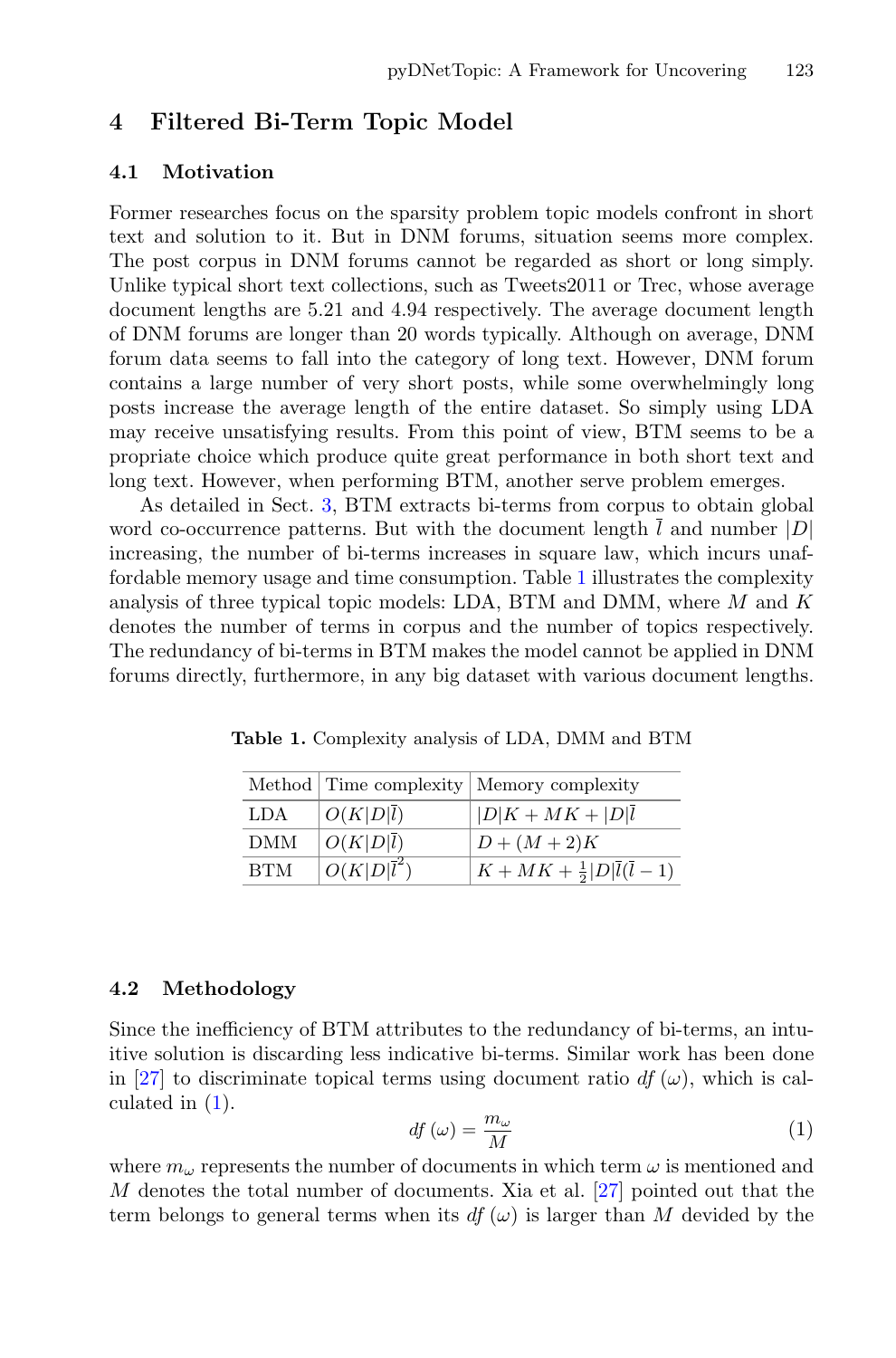## 4 Filtered Bi-Term Topic Model

### 4.1 Motivation

Former researches focus on the sparsity problem topic models confront in short text and solution to it. But in DNM forums, situation seems more complex. The post corpus in DNM forums cannot be regarded as short or long simply. Unlike typical short text collections, such as Tweets2011 or Trec, whose average document lengths are 5.21 and 4.94 respectively. The average document length of DNM forums are longer than 20 words typically. Although on average, DNM forum data seems to fall into the category of long text. However, DNM forum contains a large number of very short posts, while some overwhelmingly long posts increase the average length of the entire dataset. So simply using LDA may receive unsatisfying results. From this point of view, BTM seems to be a propriate choice which produce quite great performance in both short text and long text. However, when performing BTM, another serve problem emerges.

As detailed in Sect. 3, BTM extracts bi-terms from corpus to obtain global word co-occurrence patterns. But with the document length $\bar{l}$ and number $|D|$ increasing, the number of bi-terms increases in square law, which incurs unaffordable memory usage and time consumption. Table 1 illustrates the complexity analysis of three typical topic models: LDA, BTM and DMM, where $M$ and $K$ denotes the number of terms in corpus and the number of topics respectively. The redundancy of bi-terms in BTM makes the model cannot be applied in DNM forums directly, furthermore, in any big dataset with various document lengths.

**Table 1.** Complexity analysis of LDA, DMM and BTM

| Method | Time complexity | Memory complexity |
|---|---|---|
| LDA | $O(K\|D\|\bar{l})$ | $\|D\|K + MK + \|D\|\bar{l}$ |
| DMM | $O(K\|D\|\bar{l})$ | $D + (M+2)K$ |
| BTM | $O(K\|D\|\bar{l}^2)$ | $K + MK + \frac{1}{2}\|D\|\bar{l}(\bar{l}-1)$ |

### 4.2 Methodology

Since the inefficiency of BTM attributes to the redundancy of bi-terms, an intuitive solution is discarding less indicative bi-terms. Similar work has been done in [27] to discriminate topical terms using document ratio $df(\omega)$, which is calculated in (1).

$$df(\omega) = \frac{m_\omega}{M} \tag{1}$$

where $m_\omega$ represents the number of documents in which term $\omega$ is mentioned and $M$ denotes the total number of documents. Xia et al. [27] pointed out that the term belongs to general terms when its $df(\omega)$ is larger than $M$ devided by the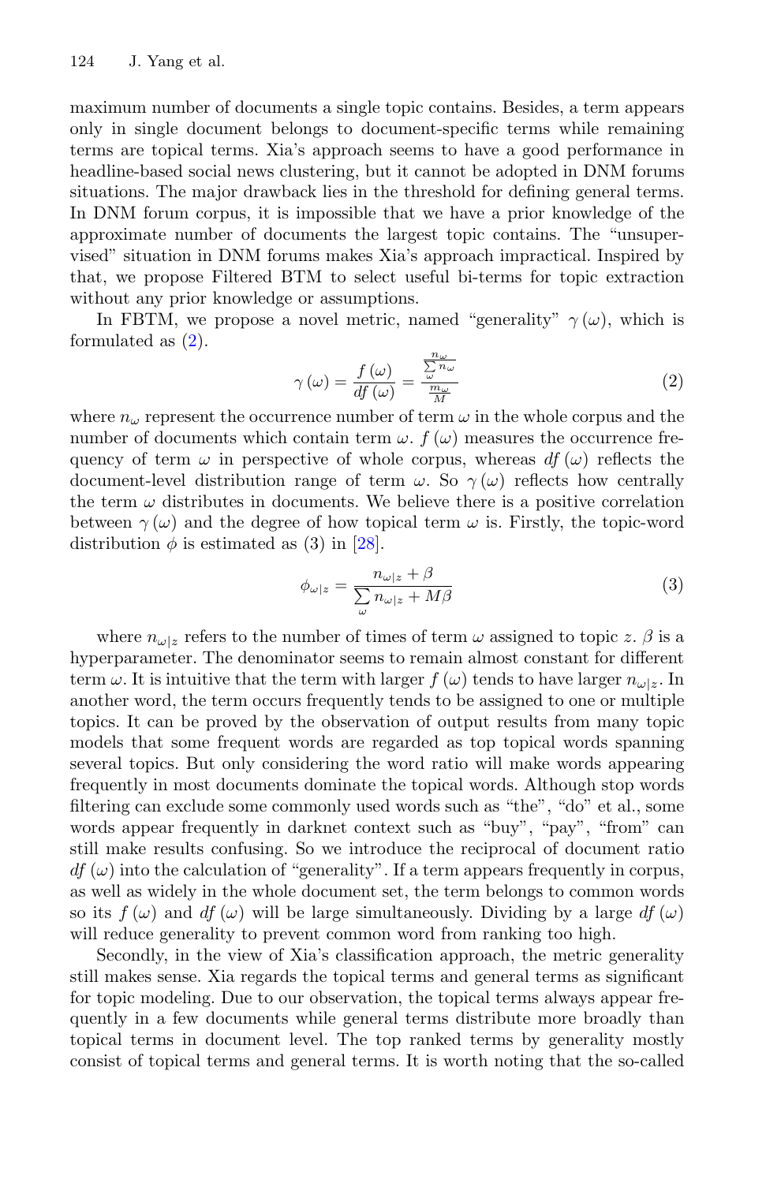maximum number of documents a single topic contains. Besides, a term appears only in single document belongs to document-specific terms while remaining terms are topical terms. Xia's approach seems to have a good performance in headline-based social news clustering, but it cannot be adopted in DNM forums situations. The major drawback lies in the threshold for defining general terms. In DNM forum corpus, it is impossible that we have a prior knowledge of the approximate number of documents the largest topic contains. The "unsupervised" situation in DNM forums makes Xia's approach impractical. Inspired by that, we propose Filtered BTM to select useful bi-terms for topic extraction without any prior knowledge or assumptions.

In FBTM, we propose a novel metric, named "generality" $\gamma(\omega)$, which is formulated as (2).

$$\gamma(\omega) = \frac{f(\omega)}{df(\omega)} = \frac{\frac{n_\omega}{\sum_\omega n_\omega}}{\frac{m_\omega}{M}} \tag{2}$$

where $n_\omega$ represent the occurrence number of term $\omega$ in the whole corpus and the number of documents which contain term $\omega$. $f(\omega)$ measures the occurrence frequency of term $\omega$ in perspective of whole corpus, whereas $df(\omega)$ reflects the document-level distribution range of term $\omega$. So $\gamma(\omega)$ reflects how centrally the term $\omega$ distributes in documents. We believe there is a positive correlation between $\gamma(\omega)$ and the degree of how topical term $\omega$ is. Firstly, the topic-word distribution $\phi$ is estimated as (3) in [28].

$$\phi_{\omega|z} = \frac{n_{\omega|z} + \beta}{\sum_\omega n_{\omega|z} + M\beta} \tag{3}$$

where $n_{\omega|z}$ refers to the number of times of term $\omega$ assigned to topic $z$. $\beta$ is a hyperparameter. The denominator seems to remain almost constant for different term $\omega$. It is intuitive that the term with larger $f(\omega)$ tends to have larger $n_{\omega|z}$. In another word, the term occurs frequently tends to be assigned to one or multiple topics. It can be proved by the observation of output results from many topic models that some frequent words are regarded as top topical words spanning several topics. But only considering the word ratio will make words appearing frequently in most documents dominate the topical words. Although stop words filtering can exclude some commonly used words such as "the", "do" et al., some words appear frequently in darknet context such as "buy", "pay", "from" can still make results confusing. So we introduce the reciprocal of document ratio $df(\omega)$ into the calculation of "generality". If a term appears frequently in corpus, as well as widely in the whole document set, the term belongs to common words so its $f(\omega)$ and $df(\omega)$ will be large simultaneously. Dividing by a large $df(\omega)$ will reduce generality to prevent common word from ranking too high.

Secondly, in the view of Xia's classification approach, the metric generality still makes sense. Xia regards the topical terms and general terms as significant for topic modeling. Due to our observation, the topical terms always appear frequently in a few documents while general terms distribute more broadly than topical terms in document level. The top ranked terms by generality mostly consist of topical terms and general terms. It is worth noting that the so-called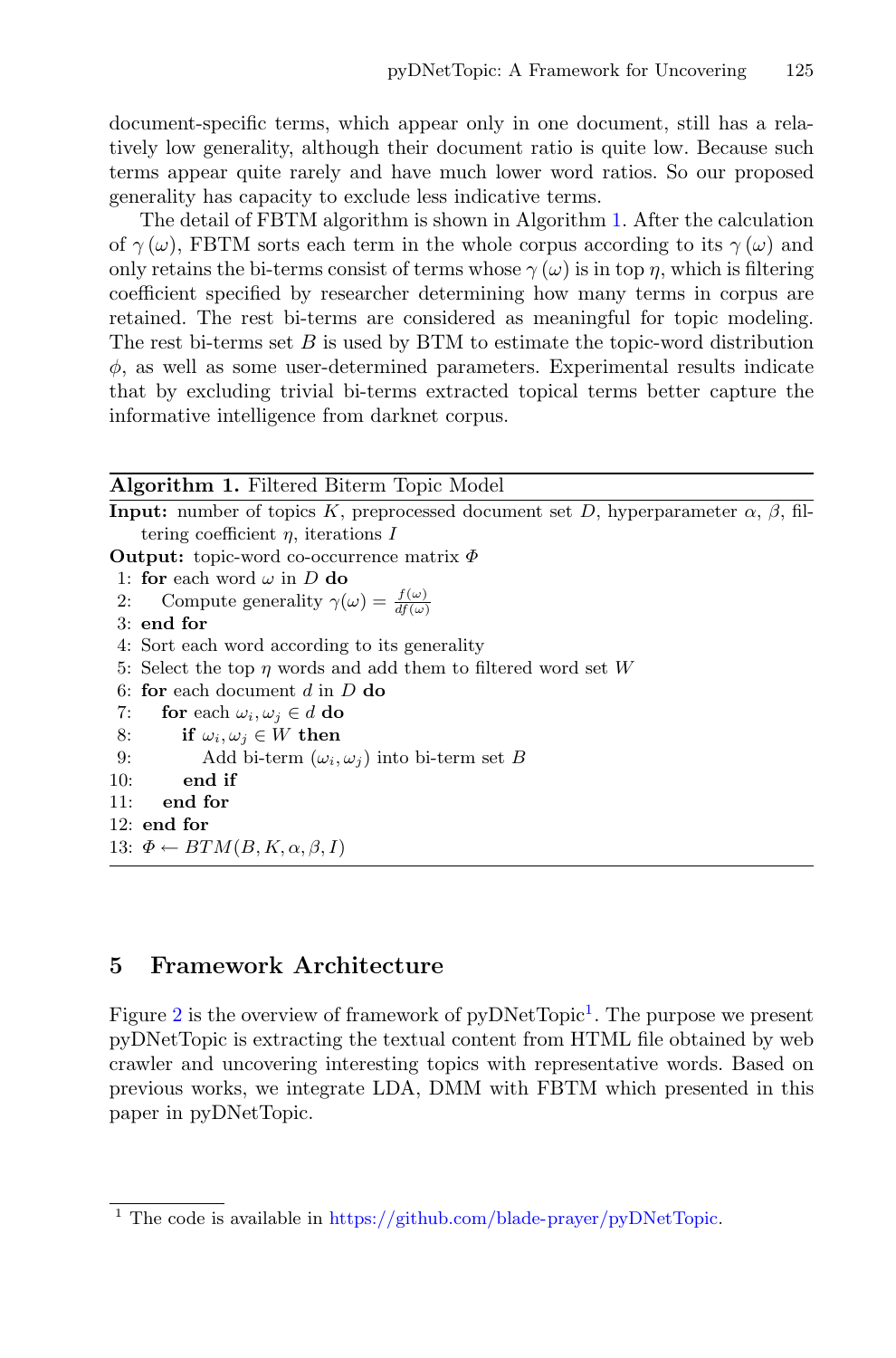document-specific terms, which appear only in one document, still has a relatively low generality, although their document ratio is quite low. Because such terms appear quite rarely and have much lower word ratios. So our proposed generality has capacity to exclude less indicative terms.

The detail of FBTM algorithm is shown in Algorithm 1. After the calculation of $\gamma(\omega)$, FBTM sorts each term in the whole corpus according to its $\gamma(\omega)$ and only retains the bi-terms consist of terms whose $\gamma(\omega)$ is in top $\eta$, which is filtering coefficient specified by researcher determining how many terms in corpus are retained. The rest bi-terms are considered as meaningful for topic modeling. The rest bi-terms set $B$ is used by BTM to estimate the topic-word distribution $\phi$, as well as some user-determined parameters. Experimental results indicate that by excluding trivial bi-terms extracted topical terms better capture the informative intelligence from darknet corpus.

**Algorithm 1.** Filtered Biterm Topic Model

**Input:** number of topics $K$, preprocessed document set $D$, hyperparameter $\alpha$, $\beta$, filtering coefficient $\eta$, iterations $I$

**Output:** topic-word co-occurrence matrix $\Phi$

```
1: for each word ω in D do
2:     Compute generality γ(ω) = f(ω)/df(ω)
3: end for
4: Sort each word according to its generality
5: Select the top η words and add them to filtered word set W
6: for each document d in D do
7:     for each ω_i, ω_j ∈ d do
8:         if ω_i, ω_j ∈ W then
9:             Add bi-term (ω_i, ω_j) into bi-term set B
10:        end if
11:    end for
12: end for
13: Φ ← BTM(B, K, α, β, I)
```

## 5 Framework Architecture

Figure 2 is the overview of framework of pyDNetTopic[1]. The purpose we present pyDNetTopic is extracting the textual content from HTML file obtained by web crawler and uncovering interesting topics with representative words. Based on previous works, we integrate LDA, DMM with FBTM which presented in this paper in pyDNetTopic.

[1] The code is available in https://github.com/blade-prayer/pyDNetTopic.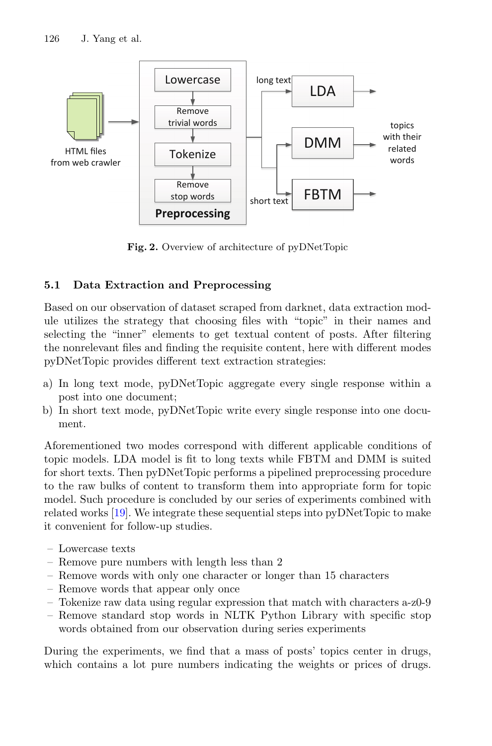**Fig. 2.** Overview of architecture of pyDNetTopic

### 5.1 Data Extraction and Preprocessing

Based on our observation of dataset scraped from darknet, data extraction module utilizes the strategy that choosing files with "topic" in their names and selecting the "inner" elements to get textual content of posts. After filtering the nonrelevant files and finding the requisite content, here with different modes pyDNetTopic provides different text extraction strategies:

a) In long text mode, pyDNetTopic aggregate every single response within a post into one document;
b) In short text mode, pyDNetTopic write every single response into one document.

Aforementioned two modes correspond with different applicable conditions of topic models. LDA model is fit to long texts while FBTM and DMM is suited for short texts. Then pyDNetTopic performs a pipelined preprocessing procedure to the raw bulks of content to transform them into appropriate form for topic model. Such procedure is concluded by our series of experiments combined with related works [19]. We integrate these sequential steps into pyDNetTopic to make it convenient for follow-up studies.

- Lowercase texts
- Remove pure numbers with length less than 2
- Remove words with only one character or longer than 15 characters
- Remove words that appear only once
- Tokenize raw data using regular expression that match with characters a-z0-9
- Remove standard stop words in NLTK Python Library with specific stop words obtained from our observation during series experiments

During the experiments, we find that a mass of posts' topics center in drugs, which contains a lot pure numbers indicating the weights or prices of drugs.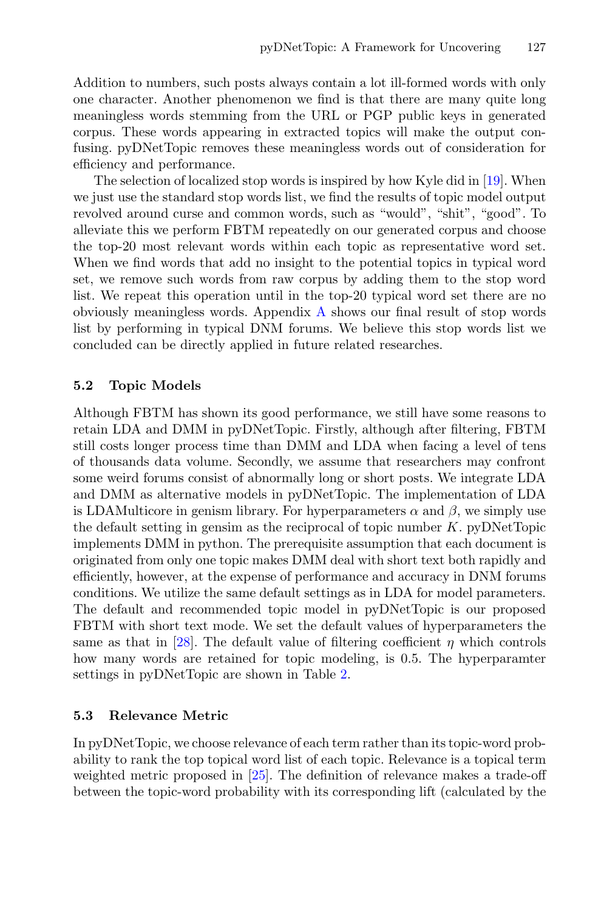Addition to numbers, such posts always contain a lot ill-formed words with only one character. Another phenomenon we find is that there are many quite long meaningless words stemming from the URL or PGP public keys in generated corpus. These words appearing in extracted topics will make the output confusing. pyDNetTopic removes these meaningless words out of consideration for efficiency and performance.

The selection of localized stop words is inspired by how Kyle did in [19]. When we just use the standard stop words list, we find the results of topic model output revolved around curse and common words, such as "would", "shit", "good". To alleviate this we perform FBTM repeatedly on our generated corpus and choose the top-20 most relevant words within each topic as representative word set. When we find words that add no insight to the potential topics in typical word set, we remove such words from raw corpus by adding them to the stop word list. We repeat this operation until in the top-20 typical word set there are no obviously meaningless words. Appendix A shows our final result of stop words list by performing in typical DNM forums. We believe this stop words list we concluded can be directly applied in future related researches.

### 5.2 Topic Models

Although FBTM has shown its good performance, we still have some reasons to retain LDA and DMM in pyDNetTopic. Firstly, although after filtering, FBTM still costs longer process time than DMM and LDA when facing a level of tens of thousands data volume. Secondly, we assume that researchers may confront some weird forums consist of abnormally long or short posts. We integrate LDA and DMM as alternative models in pyDNetTopic. The implementation of LDA is LDAMulticore in genism library. For hyperparameters $\alpha$ and $\beta$, we simply use the default setting in gensim as the reciprocal of topic number $K$. pyDNetTopic implements DMM in python. The prerequisite assumption that each document is originated from only one topic makes DMM deal with short text both rapidly and efficiently, however, at the expense of performance and accuracy in DNM forums conditions. We utilize the same default settings as in LDA for model parameters. The default and recommended topic model in pyDNetTopic is our proposed FBTM with short text mode. We set the default values of hyperparameters the same as that in [28]. The default value of filtering coefficient $\eta$ which controls how many words are retained for topic modeling, is 0.5. The hyperparamter settings in pyDNetTopic are shown in Table 2.

### 5.3 Relevance Metric

In pyDNetTopic, we choose relevance of each term rather than its topic-word probability to rank the top topical word list of each topic. Relevance is a topical term weighted metric proposed in [25]. The definition of relevance makes a trade-off between the topic-word probability with its corresponding lift (calculated by the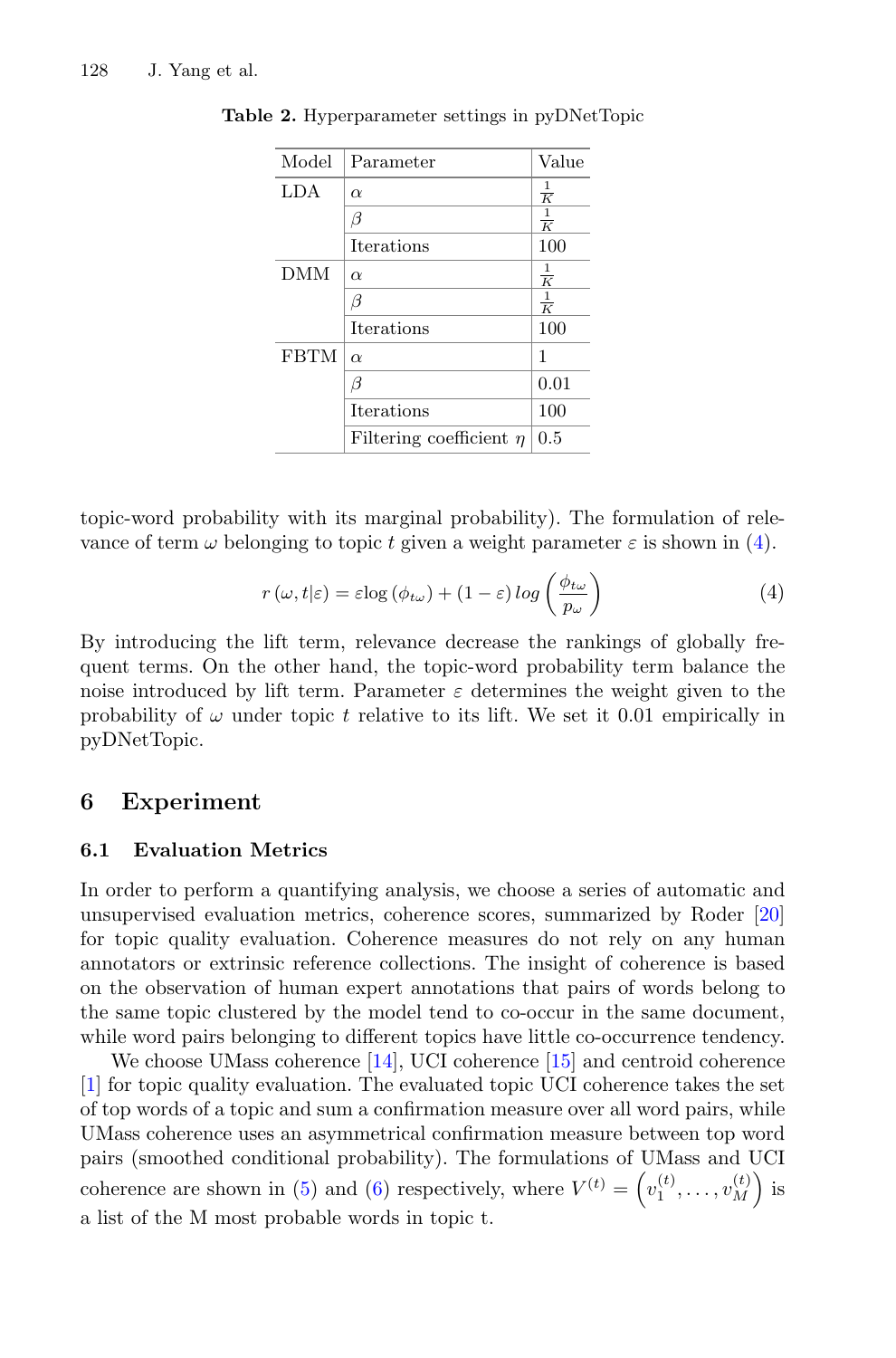**Table 2.** Hyperparameter settings in pyDNetTopic

| Model | Parameter | Value |
|---|---|---|
| LDA | $\alpha$ | $\frac{1}{K}$ |
| | $\beta$ | $\frac{1}{K}$ |
| | Iterations | 100 |
| DMM | $\alpha$ | $\frac{1}{K}$ |
| | $\beta$ | $\frac{1}{K}$ |
| | Iterations | 100 |
| FBTM | $\alpha$ | 1 |
| | $\beta$ | 0.01 |
| | Iterations | 100 |
| | Filtering coefficient $\eta$ | 0.5 |

topic-word probability with its marginal probability). The formulation of relevance of term $\omega$ belonging to topic $t$ given a weight parameter $\varepsilon$ is shown in (4).

$$r\left(\omega, t|\varepsilon\right) = \varepsilon \log\left(\phi_{t\omega}\right) + \left(1 - \varepsilon\right) log\left(\frac{\phi_{t\omega}}{p_{\omega}}\right) \tag{4}$$

By introducing the lift term, relevance decrease the rankings of globally frequent terms. On the other hand, the topic-word probability term balance the noise introduced by lift term. Parameter $\varepsilon$ determines the weight given to the probability of $\omega$ under topic $t$ relative to its lift. We set it 0.01 empirically in pyDNetTopic.

## 6 Experiment

### 6.1 Evaluation Metrics

In order to perform a quantifying analysis, we choose a series of automatic and unsupervised evaluation metrics, coherence scores, summarized by Roder [20] for topic quality evaluation. Coherence measures do not rely on any human annotators or extrinsic reference collections. The insight of coherence is based on the observation of human expert annotations that pairs of words belong to the same topic clustered by the model tend to co-occur in the same document, while word pairs belonging to different topics have little co-occurrence tendency.

We choose UMass coherence [14], UCI coherence [15] and centroid coherence [1] for topic quality evaluation. The evaluated topic UCI coherence takes the set of top words of a topic and sum a confirmation measure over all word pairs, while UMass coherence uses an asymmetrical confirmation measure between top word pairs (smoothed conditional probability). The formulations of UMass and UCI coherence are shown in (5) and (6) respectively, where $V^{(t)} = \left(v_1^{(t)}, \ldots, v_M^{(t)}\right)$ is a list of the M most probable words in topic t.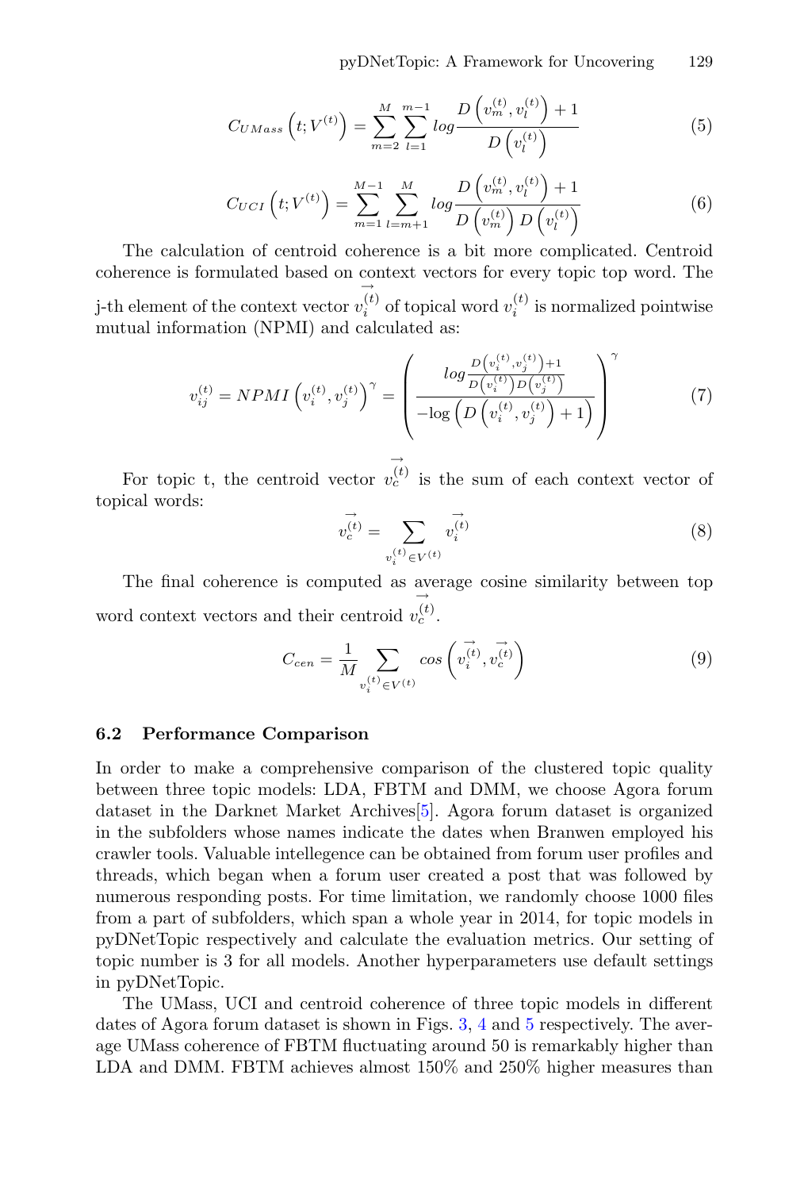$$C_{UMass}\left(t;V^{(t)}\right)=\sum_{m=2}^{M}\sum_{l=1}^{m-1}log\frac{D\left(v_m^{(t)},v_l^{(t)}\right)+1}{D\left(v_l^{(t)}\right)} \tag{5}$$

$$C_{UCI}\left(t;V^{(t)}\right)=\sum_{m=1}^{M-1}\sum_{l=m+1}^{M}log\frac{D\left(v_m^{(t)},v_l^{(t)}\right)+1}{D\left(v_m^{(t)}\right)D\left(v_l^{(t)}\right)} \tag{6}$$

The calculation of centroid coherence is a bit more complicated. Centroid coherence is formulated based on context vectors for every topic top word. The j-th element of the context vector $\vec{v_i^{(t)}}$ of topical word $v_i^{(t)}$ is normalized pointwise mutual information (NPMI) and calculated as:

$$v_{ij}^{(t)}=NPMI\left(v_i^{(t)},v_j^{(t)}\right)^{\gamma}=\left(\frac{log\frac{D\left(v_i^{(t)},v_j^{(t)}\right)+1}{D\left(v_i^{(t)}\right)D\left(v_j^{(t)}\right)}}{-\log\left(D\left(v_i^{(t)},v_j^{(t)}\right)+1\right)}\right)^{\gamma} \tag{7}$$

For topic t, the centroid vector $\vec{v_c^{(t)}}$ is the sum of each context vector of topical words:

$$\vec{v_c^{(t)}}=\sum_{v_i^{(t)}\in V^{(t)}}\vec{v_i^{(t)}} \tag{8}$$

The final coherence is computed as average cosine similarity between top word context vectors and their centroid $\vec{v_c^{(t)}}$.

$$C_{cen}=\frac{1}{M}\sum_{v_i^{(t)}\in V^{(t)}}cos\left(\vec{v_i^{(t)}},\vec{v_c^{(t)}}\right) \tag{9}$$

### 6.2 Performance Comparison

In order to make a comprehensive comparison of the clustered topic quality between three topic models: LDA, FBTM and DMM, we choose Agora forum dataset in the Darknet Market Archives[5]. Agora forum dataset is organized in the subfolders whose names indicate the dates when Branwen employed his crawler tools. Valuable intellegence can be obtained from forum user profiles and threads, which began when a forum user created a post that was followed by numerous responding posts. For time limitation, we randomly choose 1000 files from a part of subfolders, which span a whole year in 2014, for topic models in pyDNetTopic respectively and calculate the evaluation metrics. Our setting of topic number is 3 for all models. Another hyperparameters use default settings in pyDNetTopic.

The UMass, UCI and centroid coherence of three topic models in different dates of Agora forum dataset is shown in Figs. 3, 4 and 5 respectively. The average UMass coherence of FBTM fluctuating around 50 is remarkably higher than LDA and DMM. FBTM achieves almost 150% and 250% higher measures than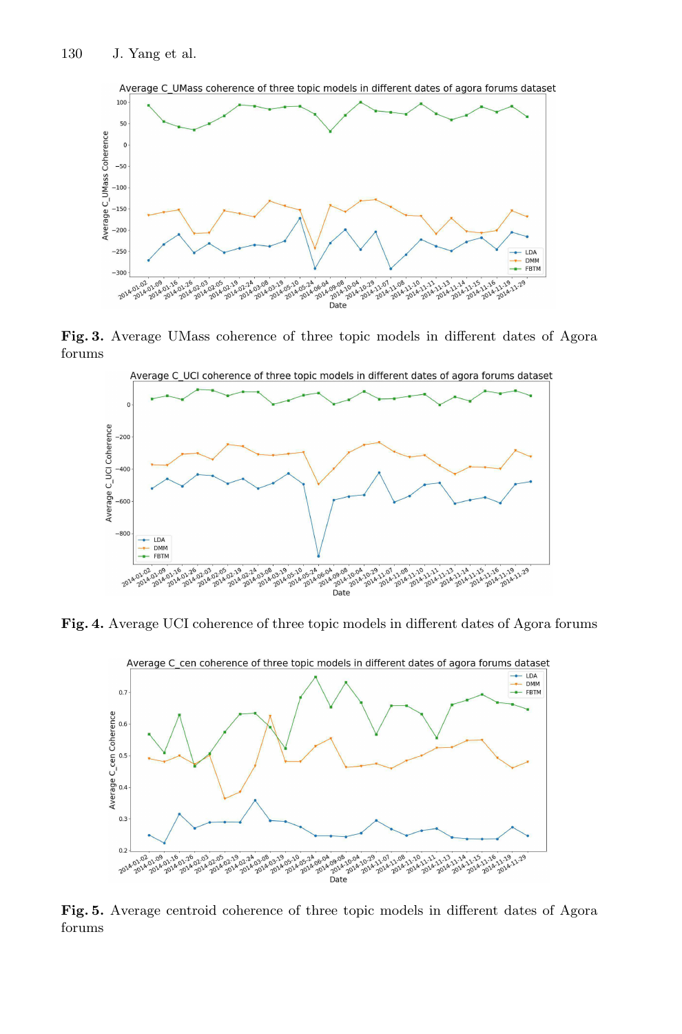**Fig. 3.** Average UMass coherence of three topic models in different dates of Agora forums

**Fig. 4.** Average UCI coherence of three topic models in different dates of Agora forums

**Fig. 5.** Average centroid coherence of three topic models in different dates of Agora forums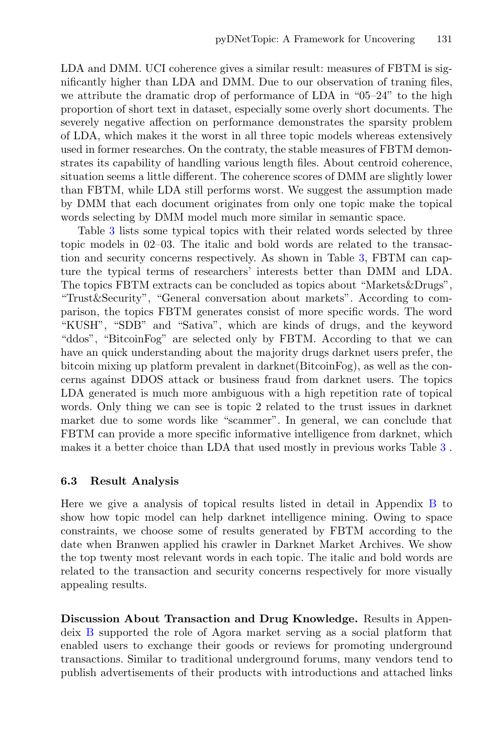LDA and DMM. UCI coherence gives a similar result: measures of FBTM is significantly higher than LDA and DMM. Due to our observation of traning files, we attribute the dramatic drop of performance of LDA in "05–24" to the high proportion of short text in dataset, especially some overly short documents. The severely negative affection on performance demonstrates the sparsity problem of LDA, which makes it the worst in all three topic models whereas extensively used in former researches. On the contraty, the stable measures of FBTM demonstrates its capability of handling various length files. About centroid coherence, situation seems a little different. The coherence scores of DMM are slightly lower than FBTM, while LDA still performs worst. We suggest the assumption made by DMM that each document originates from only one topic make the topical words selecting by DMM model much more similar in semantic space.

Table 3 lists some typical topics with their related words selected by three topic models in 02–03. The italic and bold words are related to the transaction and security concerns respectively. As shown in Table 3, FBTM can capture the typical terms of researchers' interests better than DMM and LDA. The topics FBTM extracts can be concluded as topics about "Markets&Drugs", "Trust&Security", "General conversation about markets". According to comparison, the topics FBTM generates consist of more specific words. The word "KUSH", "SDB" and "Sativa", which are kinds of drugs, and the keyword "ddos", "BitcoinFog" are selected only by FBTM. According to that we can have an quick understanding about the majority drugs darknet users prefer, the bitcoin mixing up platform prevalent in darknet(BitcoinFog), as well as the concerns against DDOS attack or business fraud from darknet users. The topics LDA generated is much more ambiguous with a high repetition rate of topical words. Only thing we can see is topic 2 related to the trust issues in darknet market due to some words like "scammer". In general, we can conclude that FBTM can provide a more specific informative intelligence from darknet, which makes it a better choice than LDA that used mostly in previous works Table 3 .

### 6.3 Result Analysis

Here we give a analysis of topical results listed in detail in Appendix B to show how topic model can help darknet intelligence mining. Owing to space constraints, we choose some of results generated by FBTM according to the date when Branwen applied his crawler in Darknet Market Archives. We show the top twenty most relevant words in each topic. The italic and bold words are related to the transaction and security concerns respectively for more visually appealing results.

**Discussion About Transaction and Drug Knowledge.** Results in Appendeix B supported the role of Agora market serving as a social platform that enabled users to exchange their goods or reviews for promoting underground transactions. Similar to traditional underground forums, many vendors tend to publish advertisements of their products with introductions and attached links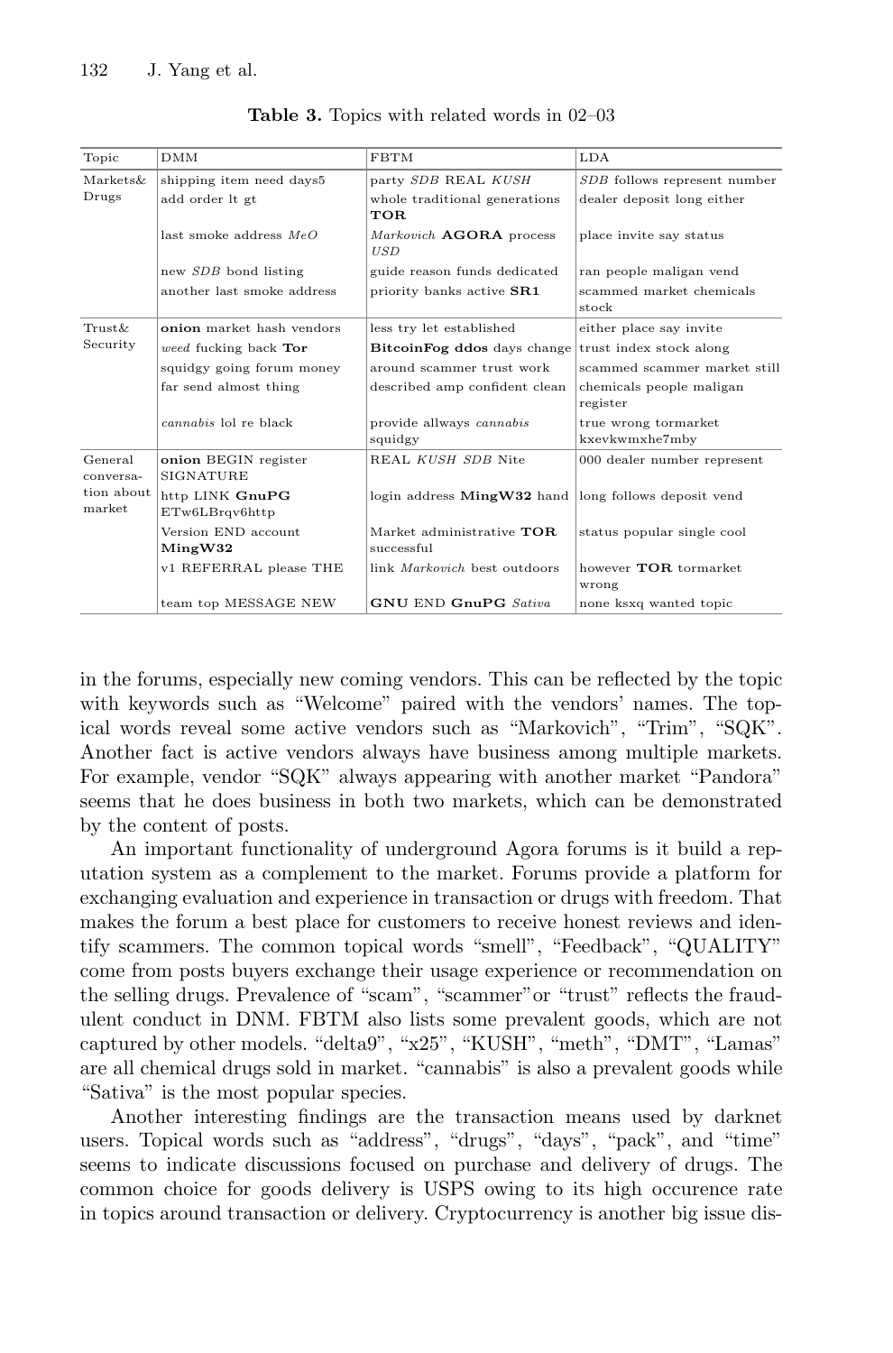**Table 3.** Topics with related words in 02–03

| Topic | DMM | FBTM | LDA |
|---|---|---|---|
| Markets& Drugs | shipping item need days5 | party *SDB* REAL *KUSH* | *SDB* follows represent number |
| | add order lt gt | whole traditional generations **TOR** | dealer deposit long either |
| | last smoke address *MeO* | *Markovich* **AGORA** process *USD* | place invite say status |
| | new *SDB* bond listing | guide reason funds dedicated | ran people maligan vend |
| | another last smoke address | priority banks active **SR1** | scammed market chemicals stock |
| Trust& Security | **onion** market hash vendors | less try let established | either place say invite |
| | *weed* fucking back **Tor** | **BitcoinFog ddos** days change | trust index stock along |
| | squidgy going forum money | around scammer trust work | scammed scammer market still |
| | far send almost thing | described amp confident clean | chemicals people maligan register |
| | *cannabis* lol re black | provide allways *cannabis* squidgy | true wrong tormarket kxevkwmxhe7mby |
| General conversation about market | **onion** BEGIN register SIGNATURE | REAL *KUSH SDB* Nite | 000 dealer number represent |
| | http LINK **GnuPG** ETw6LBrqv6http | login address **MingW32** hand | long follows deposit vend |
| | Version END account **MingW32** | Market administrative **TOR** successful | status popular single cool |
| | v1 REFERRAL please THE | link *Markovich* best outdoors | however **TOR** tormarket wrong |
| | team top MESSAGE NEW | **GNU** END **GnuPG** *Sativa* | none ksxq wanted topic |

in the forums, especially new coming vendors. This can be reflected by the topic with keywords such as "Welcome" paired with the vendors' names. The topical words reveal some active vendors such as "Markovich", "Trim", "SQK". Another fact is active vendors always have business among multiple markets. For example, vendor "SQK" always appearing with another market "Pandora" seems that he does business in both two markets, which can be demonstrated by the content of posts.

An important functionality of underground Agora forums is it build a reputation system as a complement to the market. Forums provide a platform for exchanging evaluation and experience in transaction or drugs with freedom. That makes the forum a best place for customers to receive honest reviews and identify scammers. The common topical words "smell", "Feedback", "QUALITY" come from posts buyers exchange their usage experience or recommendation on the selling drugs. Prevalence of "scam", "scammer"or "trust" reflects the fraudulent conduct in DNM. FBTM also lists some prevalent goods, which are not captured by other models. "delta9", "x25", "KUSH", "meth", "DMT", "Lamas" are all chemical drugs sold in market. "cannabis" is also a prevalent goods while "Sativa" is the most popular species.

Another interesting findings are the transaction means used by darknet users. Topical words such as "address", "drugs", "days", "pack", and "time" seems to indicate discussions focused on purchase and delivery of drugs. The common choice for goods delivery is USPS owing to its high occurence rate in topics around transaction or delivery. Cryptocurrency is another big issue dis-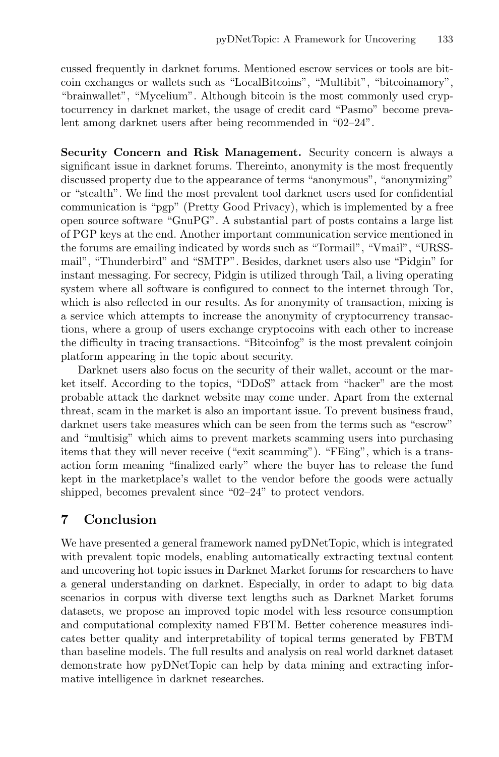cussed frequently in darknet forums. Mentioned escrow services or tools are bitcoin exchanges or wallets such as "LocalBitcoins", "Multibit", "bitcoinamory", "brainwallet", "Mycelium". Although bitcoin is the most commonly used cryptocurrency in darknet market, the usage of credit card "Pasmo" become prevalent among darknet users after being recommended in "02–24".

**Security Concern and Risk Management.** Security concern is always a significant issue in darknet forums. Thereinto, anonymity is the most frequently discussed property due to the appearance of terms "anonymous", "anonymizing" or "stealth". We find the most prevalent tool darknet users used for confidential communication is "pgp" (Pretty Good Privacy), which is implemented by a free open source software "GnuPG". A substantial part of posts contains a large list of PGP keys at the end. Another important communication service mentioned in the forums are emailing indicated by words such as "Tormail", "Vmail", "URSSmail", "Thunderbird" and "SMTP". Besides, darknet users also use "Pidgin" for instant messaging. For secrecy, Pidgin is utilized through Tail, a living operating system where all software is configured to connect to the internet through Tor, which is also reflected in our results. As for anonymity of transaction, mixing is a service which attempts to increase the anonymity of cryptocurrency transactions, where a group of users exchange cryptocoins with each other to increase the difficulty in tracing transactions. "Bitcoinfog" is the most prevalent coinjoin platform appearing in the topic about security.

Darknet users also focus on the security of their wallet, account or the market itself. According to the topics, "DDoS" attack from "hacker" are the most probable attack the darknet website may come under. Apart from the external threat, scam in the market is also an important issue. To prevent business fraud, darknet users take measures which can be seen from the terms such as "escrow" and "multisig" which aims to prevent markets scamming users into purchasing items that they will never receive ("exit scamming"). "FEing", which is a transaction form meaning "finalized early" where the buyer has to release the fund kept in the marketplace's wallet to the vendor before the goods were actually shipped, becomes prevalent since "02–24" to protect vendors.

## 7 Conclusion

We have presented a general framework named pyDNetTopic, which is integrated with prevalent topic models, enabling automatically extracting textual content and uncovering hot topic issues in Darknet Market forums for researchers to have a general understanding on darknet. Especially, in order to adapt to big data scenarios in corpus with diverse text lengths such as Darknet Market forums datasets, we propose an improved topic model with less resource consumption and computational complexity named FBTM. Better coherence measures indicates better quality and interpretability of topical terms generated by FBTM than baseline models. The full results and analysis on real world darknet dataset demonstrate how pyDNetTopic can help by data mining and extracting informative intelligence in darknet researches.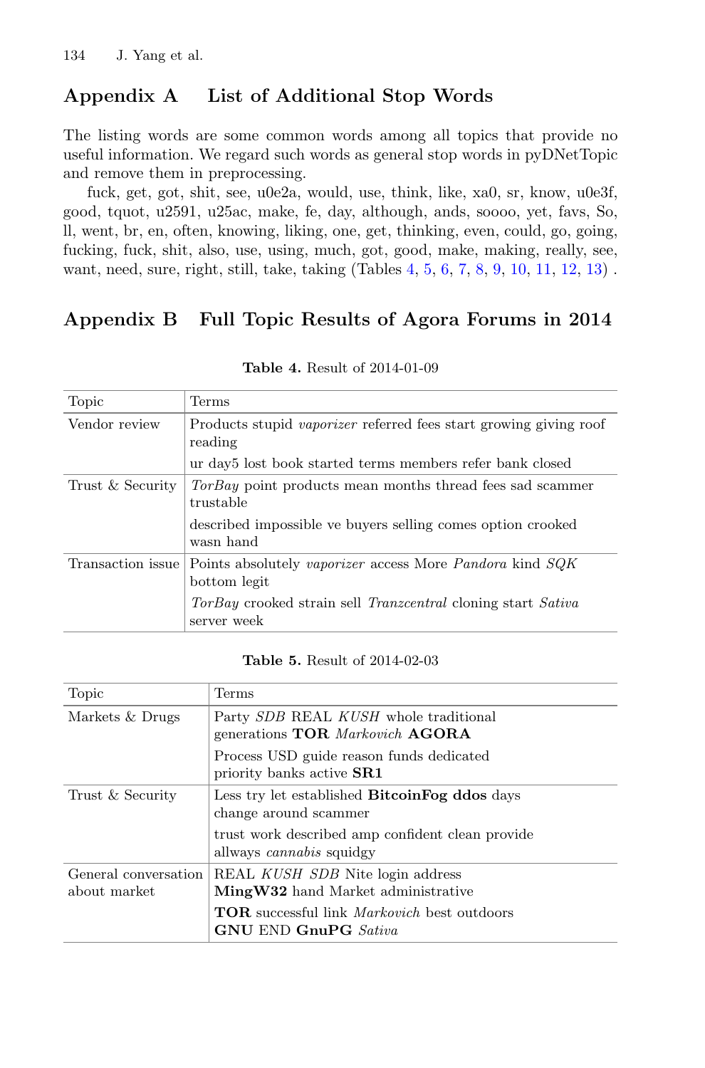## Appendix A List of Additional Stop Words

The listing words are some common words among all topics that provide no useful information. We regard such words as general stop words in pyDNetTopic and remove them in preprocessing.

fuck, get, got, shit, see, u0e2a, would, use, think, like, xa0, sr, know, u0e3f, good, tquot, u2591, u25ac, make, fe, day, although, ands, soooo, yet, favs, So, ll, went, br, en, often, knowing, liking, one, get, thinking, even, could, go, going, fucking, fuck, shit, also, use, using, much, got, good, make, making, really, see, want, need, sure, right, still, take, taking (Tables 4, 5, 6, 7, 8, 9, 10, 11, 12, 13) .

## Appendix B Full Topic Results of Agora Forums in 2014

**Table 4.** Result of 2014-01-09

| Topic | Terms |
|---|---|
| Vendor review | Products stupid *vaporizer* referred fees start growing giving roof reading |
| | ur day5 lost book started terms members refer bank closed |
| Trust & Security | *TorBay* point products mean months thread fees sad scammer trustable |
| | described impossible ve buyers selling comes option crooked wasn hand |
| Transaction issue | Points absolutely *vaporizer* access More *Pandora* kind *SQK* bottom legit |
| | *TorBay* crooked strain sell *Tranzcentral* cloning start *Sativa* server week |

**Table 5.** Result of 2014-02-03

| Topic | Terms |
|---|---|
| Markets & Drugs | Party *SDB* REAL *KUSH* whole traditional generations **TOR** *Markovich* **AGORA** |
| | Process USD guide reason funds dedicated priority banks active **SR1** |
| Trust & Security | Less try let established **BitcoinFog ddos** days change around scammer |
| | trust work described amp confident clean provide allways *cannabis* squidgy |
| General conversation about market | REAL *KUSH SDB* Nite login address **MingW32** hand Market administrative |
| | **TOR** successful link *Markovich* best outdoors **GNU** END **GnuPG** *Sativa* |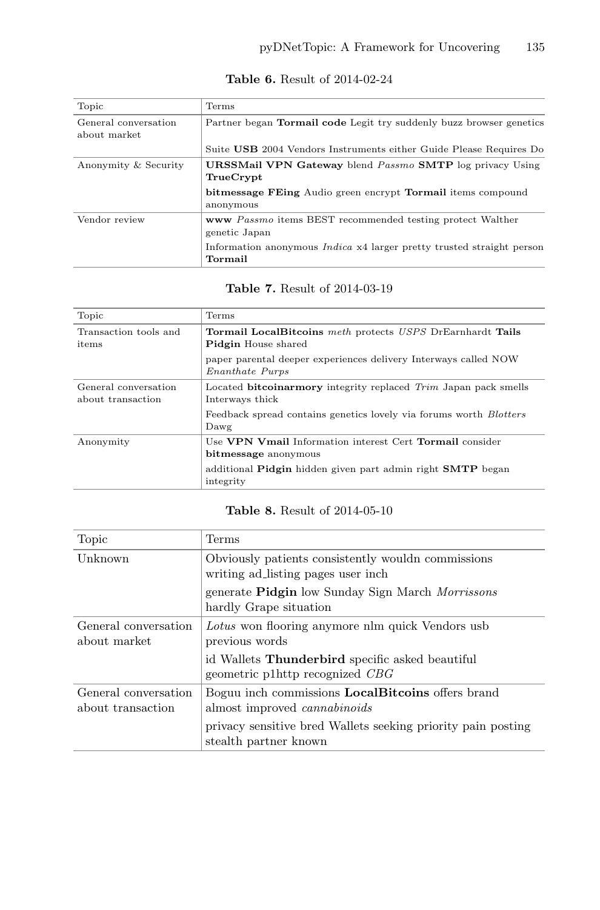**Table 6.** Result of 2014-02-24

| Topic | Terms |
|---|---|
| General conversation about market | Partner began **Tormail code** Legit try suddenly buzz browser genetics |
| | Suite **USB** 2004 Vendors Instruments either Guide Please Requires Do |
| Anonymity & Security | **URSSMail VPN Gateway** blend *Passmo* **SMTP** log privacy Using **TrueCrypt** |
| | **bitmessage FEing** Audio green encrypt **Tormail** items compound anonymous |
| Vendor review | **www** *Passmo* items BEST recommended testing protect Walther genetic Japan |
| | Information anonymous *Indica* x4 larger pretty trusted straight person **Tormail** |

**Table 7.** Result of 2014-03-19

| Topic | Terms |
|---|---|
| Transaction tools and items | **Tormail LocalBitcoins** *meth* protects *USPS* DrEarnhardt **Tails Pidgin** House shared |
| | paper parental deeper experiences delivery Interways called NOW *Enanthate Purps* |
| General conversation about transaction | Located **bitcoinarmory** integrity replaced *Trim* Japan pack smells Interways thick |
| | Feedback spread contains genetics lovely via forums worth *Blotters* Dawg |
| Anonymity | Use **VPN Vmail** Information interest Cert **Tormail** consider **bitmessage** anonymous |
| | additional **Pidgin** hidden given part admin right **SMTP** began integrity |

**Table 8.** Result of 2014-05-10

| Topic | Terms |
|---|---|
| Unknown | Obviously patients consistently wouldn commissions writing ad_listing pages user inch |
| | generate **Pidgin** low Sunday Sign March *Morrissons* hardly Grape situation |
| General conversation about market | *Lotus* won flooring anymore nlm quick Vendors usb previous words |
| | id Wallets **Thunderbird** specific asked beautiful geometric p1http recognized *CBG* |
| General conversation about transaction | Boguu inch commissions **LocalBitcoins** offers brand almost improved *cannabinoids* |
| | privacy sensitive bred Wallets seeking priority pain posting stealth partner known |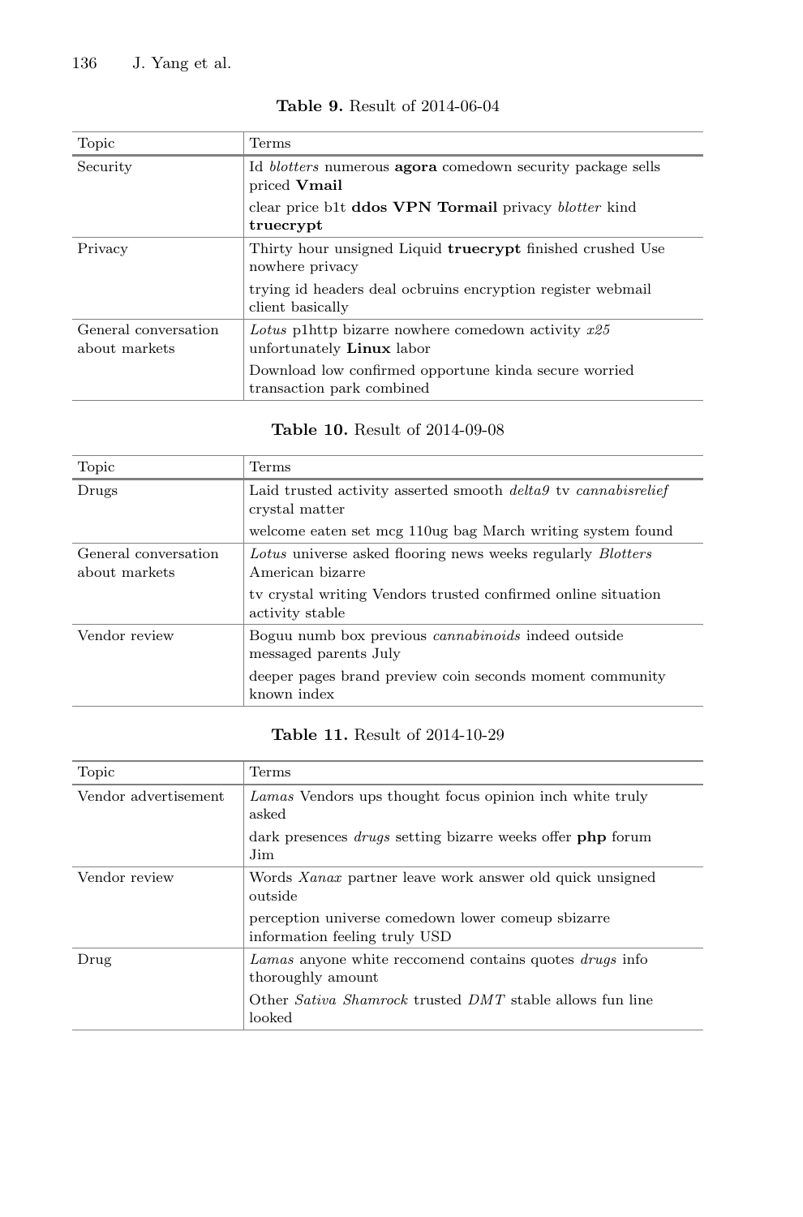**Table 9.** Result of 2014-06-04

| Topic | Terms |
|---|---|
| Security | Id *blotters* numerous **agora** comedown security package sells priced **Vmail** |
| | clear price b1t **ddos VPN Tormail** privacy *blotter* kind **truecrypt** |
| Privacy | Thirty hour unsigned Liquid **truecrypt** finished crushed Use nowhere privacy |
| | trying id headers deal ocbruins encryption register webmail client basically |
| General conversation about markets | *Lotus* p1http bizarre nowhere comedown activity *x25* unfortunately **Linux** labor |
| | Download low confirmed opportune kinda secure worried transaction park combined |

**Table 10.** Result of 2014-09-08

| Topic | Terms |
|---|---|
| Drugs | Laid trusted activity asserted smooth *delta9* tv *cannabisrelief* crystal matter |
| | welcome eaten set mcg 110ug bag March writing system found |
| General conversation about markets | *Lotus* universe asked flooring news weeks regularly *Blotters* American bizarre |
| | tv crystal writing Vendors trusted confirmed online situation activity stable |
| Vendor review | Boguu numb box previous *cannabinoids* indeed outside messaged parents July |
| | deeper pages brand preview coin seconds moment community known index |

**Table 11.** Result of 2014-10-29

| Topic | Terms |
|---|---|
| Vendor advertisement | *Lamas* Vendors ups thought focus opinion inch white truly asked |
| | dark presences *drugs* setting bizarre weeks offer **php** forum Jim |
| Vendor review | Words *Xanax* partner leave work answer old quick unsigned outside |
| | perception universe comedown lower comeup sbizarre information feeling truly USD |
| Drug | *Lamas* anyone white reccomend contains quotes *drugs* info thoroughly amount |
| | Other *Sativa Shamrock* trusted *DMT* stable allows fun line looked |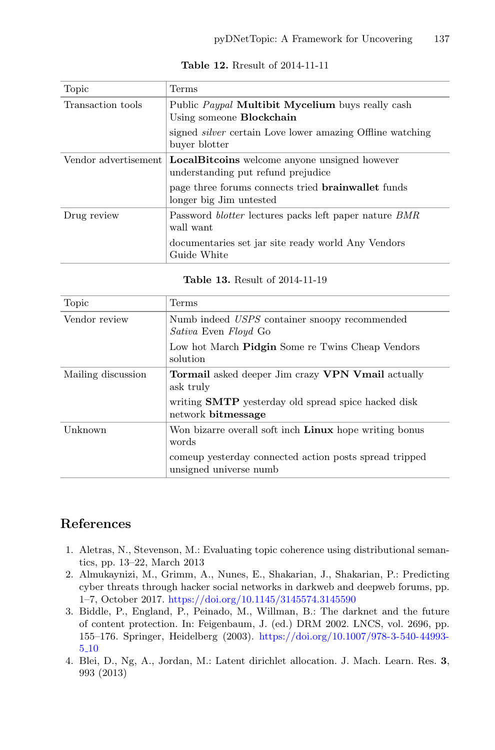**Table 12.** Rresult of 2014-11-11

| Topic | Terms |
|---|---|
| Transaction tools | Public *Paypal* **Multibit** **Mycelium** buys really cash Using someone **Blockchain** |
| | signed *silver* certain Love lower amazing Offline watching buyer blotter |
| Vendor advertisement | **LocalBitcoins** welcome anyone unsigned however understanding put refund prejudice |
| | page three forums connects tried **brainwallet** funds longer big Jim untested |
| Drug review | Password *blotter* lectures packs left paper nature *BMR* wall want |
| | documentaries set jar site ready world Any Vendors Guide White |

**Table 13.** Result of 2014-11-19

| Topic | Terms |
|---|---|
| Vendor review | Numb indeed *USPS* container snoopy recommended *Sativa* Even *Floyd* Go |
| | Low hot March **Pidgin** Some re Twins Cheap Vendors solution |
| Mailing discussion | **Tormail** asked deeper Jim crazy **VPN** **Vmail** actually ask truly |
| | writing **SMTP** yesterday old spread spice hacked disk network **bitmessage** |
| Unknown | Won bizarre overall soft inch **Linux** hope writing bonus words |
| | comeup yesterday connected action posts spread tripped unsigned universe numb |

## References

1. Aletras, N., Stevenson, M.: Evaluating topic coherence using distributional semantics, pp. 13–22, March 2013
2. Almukaynizi, M., Grimm, A., Nunes, E., Shakarian, J., Shakarian, P.: Predicting cyber threats through hacker social networks in darkweb and deepweb forums, pp. 1–7, October 2017. https://doi.org/10.1145/3145574.3145590
3. Biddle, P., England, P., Peinado, M., Willman, B.: The darknet and the future of content protection. In: Feigenbaum, J. (ed.) DRM 2002. LNCS, vol. 2696, pp. 155–176. Springer, Heidelberg (2003). https://doi.org/10.1007/978-3-540-44993-5_10
4. Blei, D., Ng, A., Jordan, M.: Latent dirichlet allocation. J. Mach. Learn. Res. **3**, 993 (2013)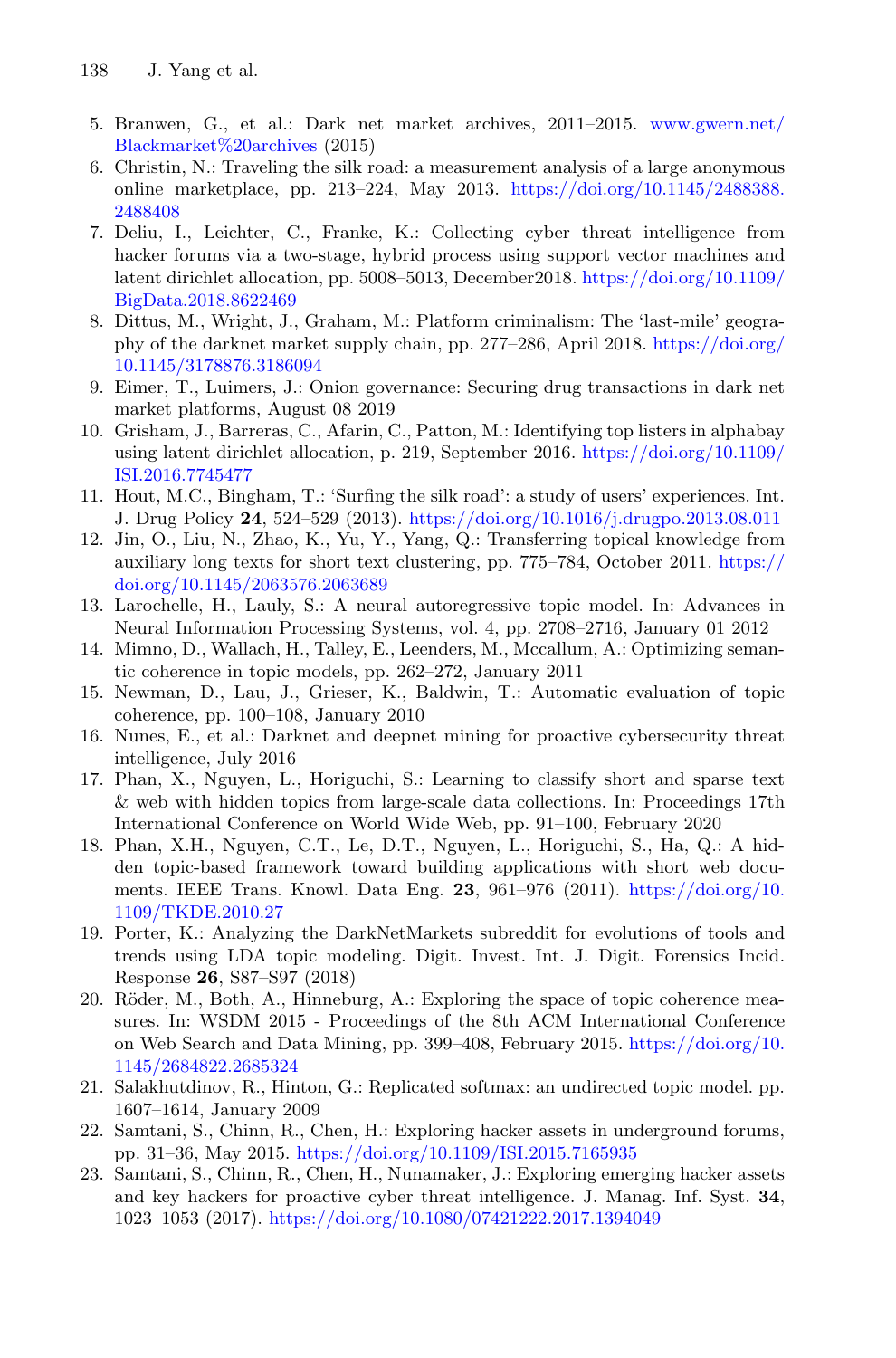5. Branwen, G., et al.: Dark net market archives, 2011–2015. www.gwern.net/Blackmarket%20archives (2015)
6. Christin, N.: Traveling the silk road: a measurement analysis of a large anonymous online marketplace, pp. 213–224, May 2013. https://doi.org/10.1145/2488388.2488408
7. Deliu, I., Leichter, C., Franke, K.: Collecting cyber threat intelligence from hacker forums via a two-stage, hybrid process using support vector machines and latent dirichlet allocation, pp. 5008–5013, December2018. https://doi.org/10.1109/BigData.2018.8622469
8. Dittus, M., Wright, J., Graham, M.: Platform criminalism: The 'last-mile' geography of the darknet market supply chain, pp. 277–286, April 2018. https://doi.org/10.1145/3178876.3186094
9. Eimer, T., Luimers, J.: Onion governance: Securing drug transactions in dark net market platforms, August 08 2019
10. Grisham, J., Barreras, C., Afarin, C., Patton, M.: Identifying top listers in alphabay using latent dirichlet allocation, p. 219, September 2016. https://doi.org/10.1109/ISI.2016.7745477
11. Hout, M.C., Bingham, T.: 'Surfing the silk road': a study of users' experiences. Int. J. Drug Policy **24**, 524–529 (2013). https://doi.org/10.1016/j.drugpo.2013.08.011
12. Jin, O., Liu, N., Zhao, K., Yu, Y., Yang, Q.: Transferring topical knowledge from auxiliary long texts for short text clustering, pp. 775–784, October 2011. https://doi.org/10.1145/2063576.2063689
13. Larochelle, H., Lauly, S.: A neural autoregressive topic model. In: Advances in Neural Information Processing Systems, vol. 4, pp. 2708–2716, January 01 2012
14. Mimno, D., Wallach, H., Talley, E., Leenders, M., Mccallum, A.: Optimizing semantic coherence in topic models, pp. 262–272, January 2011
15. Newman, D., Lau, J., Grieser, K., Baldwin, T.: Automatic evaluation of topic coherence, pp. 100–108, January 2010
16. Nunes, E., et al.: Darknet and deepnet mining for proactive cybersecurity threat intelligence, July 2016
17. Phan, X., Nguyen, L., Horiguchi, S.: Learning to classify short and sparse text & web with hidden topics from large-scale data collections. In: Proceedings 17th International Conference on World Wide Web, pp. 91–100, February 2020
18. Phan, X.H., Nguyen, C.T., Le, D.T., Nguyen, L., Horiguchi, S., Ha, Q.: A hidden topic-based framework toward building applications with short web documents. IEEE Trans. Knowl. Data Eng. **23**, 961–976 (2011). https://doi.org/10.1109/TKDE.2010.27
19. Porter, K.: Analyzing the DarkNetMarkets subreddit for evolutions of tools and trends using LDA topic modeling. Digit. Invest. Int. J. Digit. Forensics Incid. Response **26**, S87–S97 (2018)
20. Röder, M., Both, A., Hinneburg, A.: Exploring the space of topic coherence measures. In: WSDM 2015 - Proceedings of the 8th ACM International Conference on Web Search and Data Mining, pp. 399–408, February 2015. https://doi.org/10.1145/2684822.2685324
21. Salakhutdinov, R., Hinton, G.: Replicated softmax: an undirected topic model. pp. 1607–1614, January 2009
22. Samtani, S., Chinn, R., Chen, H.: Exploring hacker assets in underground forums, pp. 31–36, May 2015. https://doi.org/10.1109/ISI.2015.7165935
23. Samtani, S., Chinn, R., Chen, H., Nunamaker, J.: Exploring emerging hacker assets and key hackers for proactive cyber threat intelligence. J. Manag. Inf. Syst. **34**, 1023–1053 (2017). https://doi.org/10.1080/07421222.2017.1394049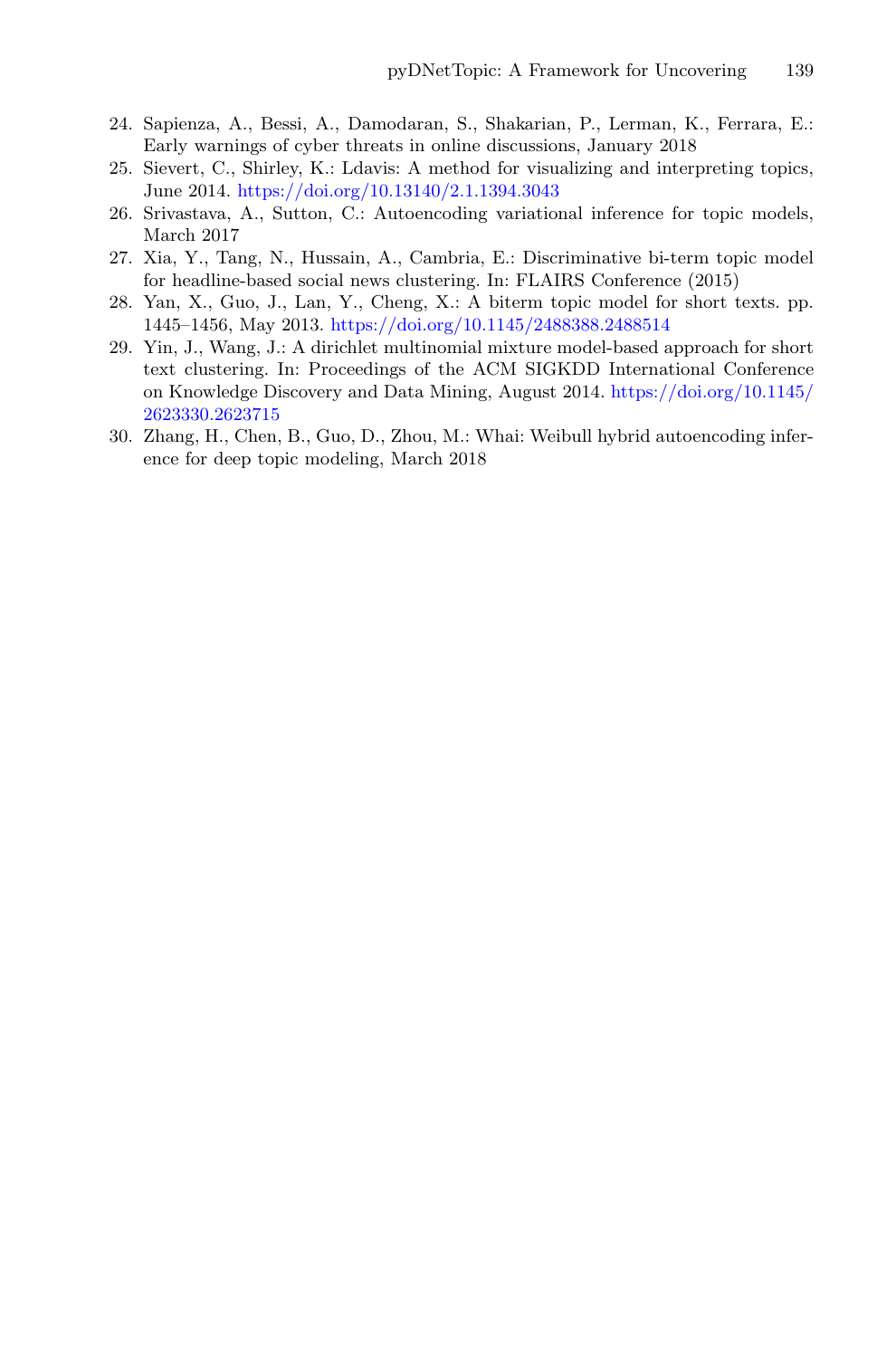24. Sapienza, A., Bessi, A., Damodaran, S., Shakarian, P., Lerman, K., Ferrara, E.: Early warnings of cyber threats in online discussions, January 2018
25. Sievert, C., Shirley, K.: Ldavis: A method for visualizing and interpreting topics, June 2014. https://doi.org/10.13140/2.1.1394.3043
26. Srivastava, A., Sutton, C.: Autoencoding variational inference for topic models, March 2017
27. Xia, Y., Tang, N., Hussain, A., Cambria, E.: Discriminative bi-term topic model for headline-based social news clustering. In: FLAIRS Conference (2015)
28. Yan, X., Guo, J., Lan, Y., Cheng, X.: A biterm topic model for short texts. pp. 1445–1456, May 2013. https://doi.org/10.1145/2488388.2488514
29. Yin, J., Wang, J.: A dirichlet multinomial mixture model-based approach for short text clustering. In: Proceedings of the ACM SIGKDD International Conference on Knowledge Discovery and Data Mining, August 2014. https://doi.org/10.1145/2623330.2623715
30. Zhang, H., Chen, B., Guo, D., Zhou, M.: Whai: Weibull hybrid autoencoding inference for deep topic modeling, March 2018